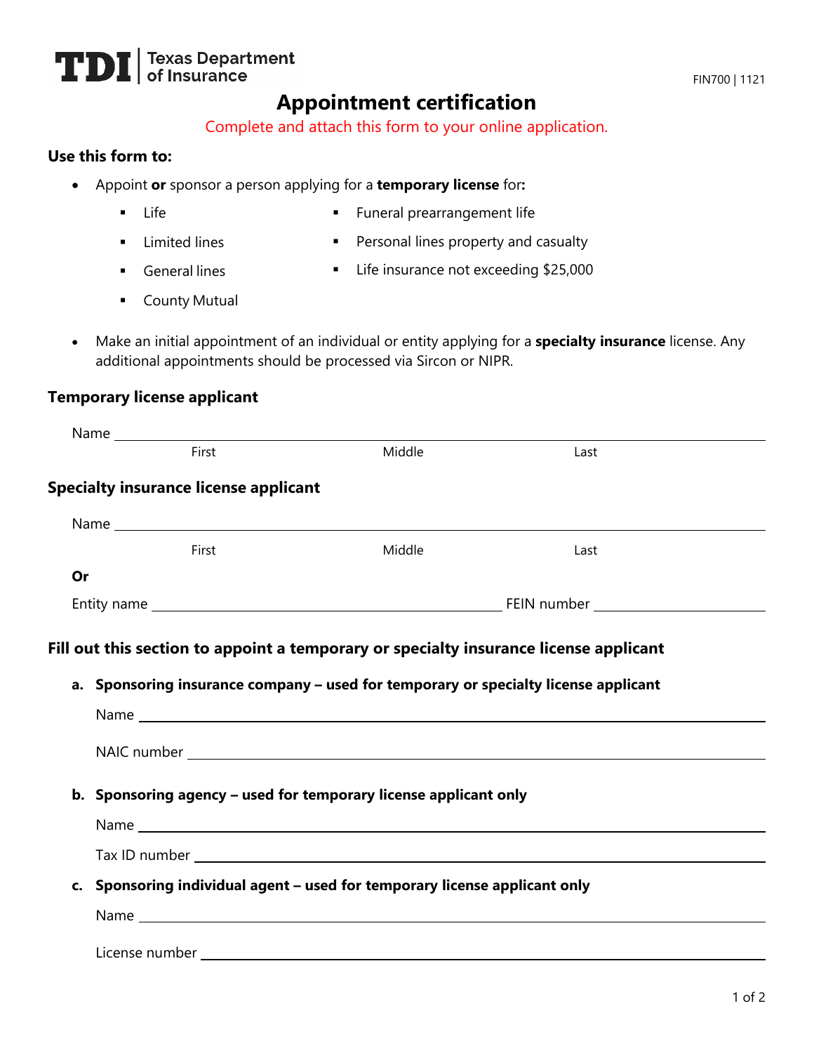TDI | Texas Department of Insurance

FIN700 | 1121

# Appointment certification

Complete and attach this form to your online application.

**Use this form to:**

- Appoint **or** sponsor a person applying for a **temporary license** for**:**
  - Life
  - Limited lines
  - General lines
  - County Mutual
  - Funeral prearrangement life
  - Personal lines property and casualty
  - Life insurance not exceeding $25,000
- Make an initial appointment of an individual or entity applying for a **specialty insurance** license. Any additional appointments should be processed via Sircon or NIPR.

## Temporary license applicant

Name ______________________________________________
First Middle Last

## Specialty insurance license applicant

Name ______________________________________________
First Middle Last

**Or**

Entity name ______________________ FEIN number ______________________

## Fill out this section to appoint a temporary or specialty insurance license applicant

**a. Sponsoring insurance company – used for temporary or specialty license applicant**

Name ______________________________________________

NAIC number ______________________________________________

**b. Sponsoring agency – used for temporary license applicant only**

Name ______________________________________________

Tax ID number ______________________________________________

**c. Sponsoring individual agent – used for temporary license applicant only**

Name ______________________________________________

License number ______________________________________________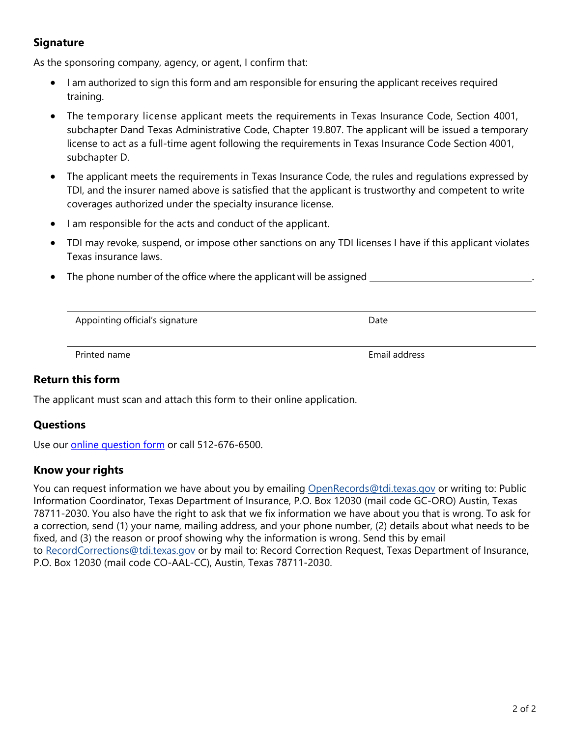## Signature

As the sponsoring company, agency, or agent, I confirm that:

- I am authorized to sign this form and am responsible for ensuring the applicant receives required training.
- The temporary license applicant meets the requirements in Texas Insurance Code, Section 4001, subchapter Dand Texas Administrative Code, Chapter 19.807. The applicant will be issued a temporary license to act as a full-time agent following the requirements in Texas Insurance Code Section 4001, subchapter D.
- The applicant meets the requirements in Texas Insurance Code, the rules and regulations expressed by TDI, and the insurer named above is satisfied that the applicant is trustworthy and competent to write coverages authorized under the specialty insurance license.
- I am responsible for the acts and conduct of the applicant.
- TDI may revoke, suspend, or impose other sanctions on any TDI licenses I have if this applicant violates Texas insurance laws.
- The phone number of the office where the applicant will be assigned ______________________.

| | |
|---|---|
| Appointing official's signature | Date |
| Printed name | Email address |

## Return this form

The applicant must scan and attach this form to their online application.

## Questions

Use our online question form or call 512-676-6500.

## Know your rights

You can request information we have about you by emailing OpenRecords@tdi.texas.gov or writing to: Public Information Coordinator, Texas Department of Insurance, P.O. Box 12030 (mail code GC-ORO) Austin, Texas 78711-2030. You also have the right to ask that we fix information we have about you that is wrong. To ask for a correction, send (1) your name, mailing address, and your phone number, (2) details about what needs to be fixed, and (3) the reason or proof showing why the information is wrong. Send this by email to RecordCorrections@tdi.texas.gov or by mail to: Record Correction Request, Texas Department of Insurance, P.O. Box 12030 (mail code CO-AAL-CC), Austin, Texas 78711-2030.